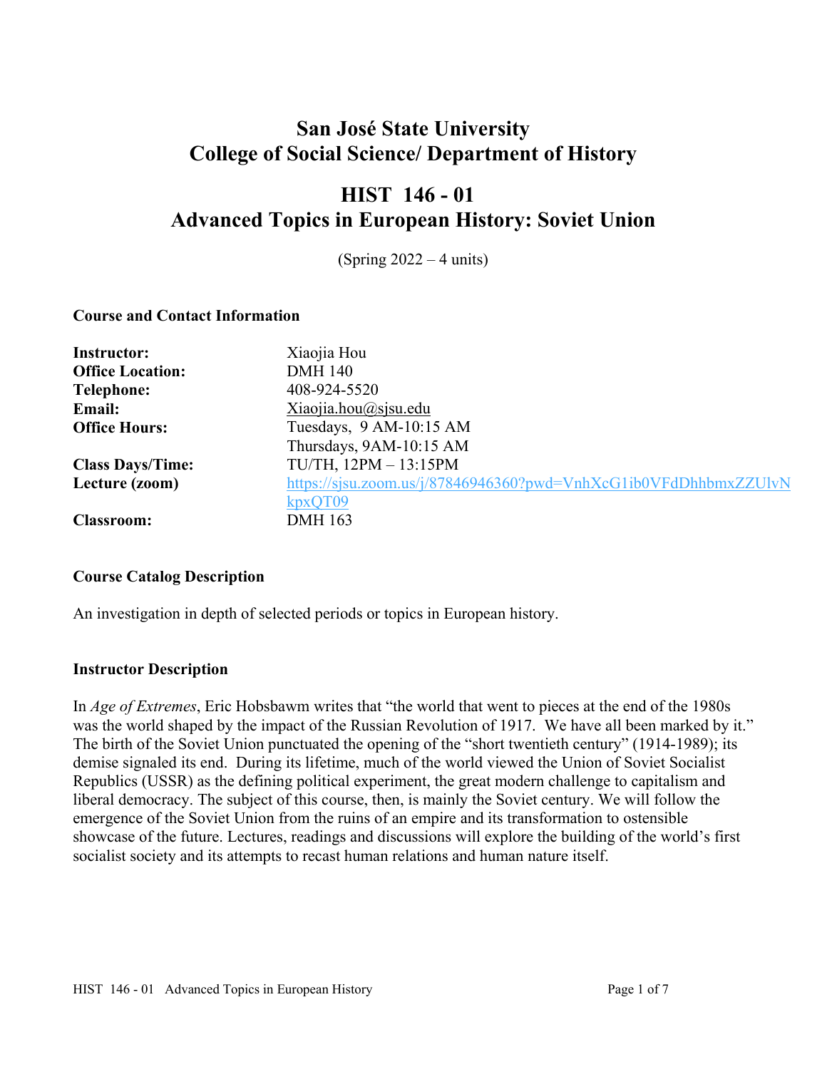# San José State University
# College of Social Science/ Department of History

## HIST 146 - 01
## Advanced Topics in European History: Soviet Union

(Spring 2022 – 4 units)

### Course and Contact Information

| | |
|---|---|
| **Instructor:** | Xiaojia Hou |
| **Office Location:** | DMH 140 |
| **Telephone:** | 408-924-5520 |
| **Email:** | Xiaojia.hou@sjsu.edu |
| **Office Hours:** | Tuesdays, 9 AM-10:15 AM<br>Thursdays, 9AM-10:15 AM |
| **Class Days/Time:** | TU/TH, 12PM – 13:15PM |
| **Lecture (zoom)** | https://sjsu.zoom.us/j/87846946360?pwd=VnhXcG1ib0VFdDhhbmxZZUlvNkpxQT09 |
| **Classroom:** | DMH 163 |

### Course Catalog Description

An investigation in depth of selected periods or topics in European history.

### Instructor Description

In *Age of Extremes*, Eric Hobsbawm writes that "the world that went to pieces at the end of the 1980s was the world shaped by the impact of the Russian Revolution of 1917. We have all been marked by it." The birth of the Soviet Union punctuated the opening of the "short twentieth century" (1914-1989); its demise signaled its end. During its lifetime, much of the world viewed the Union of Soviet Socialist Republics (USSR) as the defining political experiment, the great modern challenge to capitalism and liberal democracy. The subject of this course, then, is mainly the Soviet century. We will follow the emergence of the Soviet Union from the ruins of an empire and its transformation to ostensible showcase of the future. Lectures, readings and discussions will explore the building of the world's first socialist society and its attempts to recast human relations and human nature itself.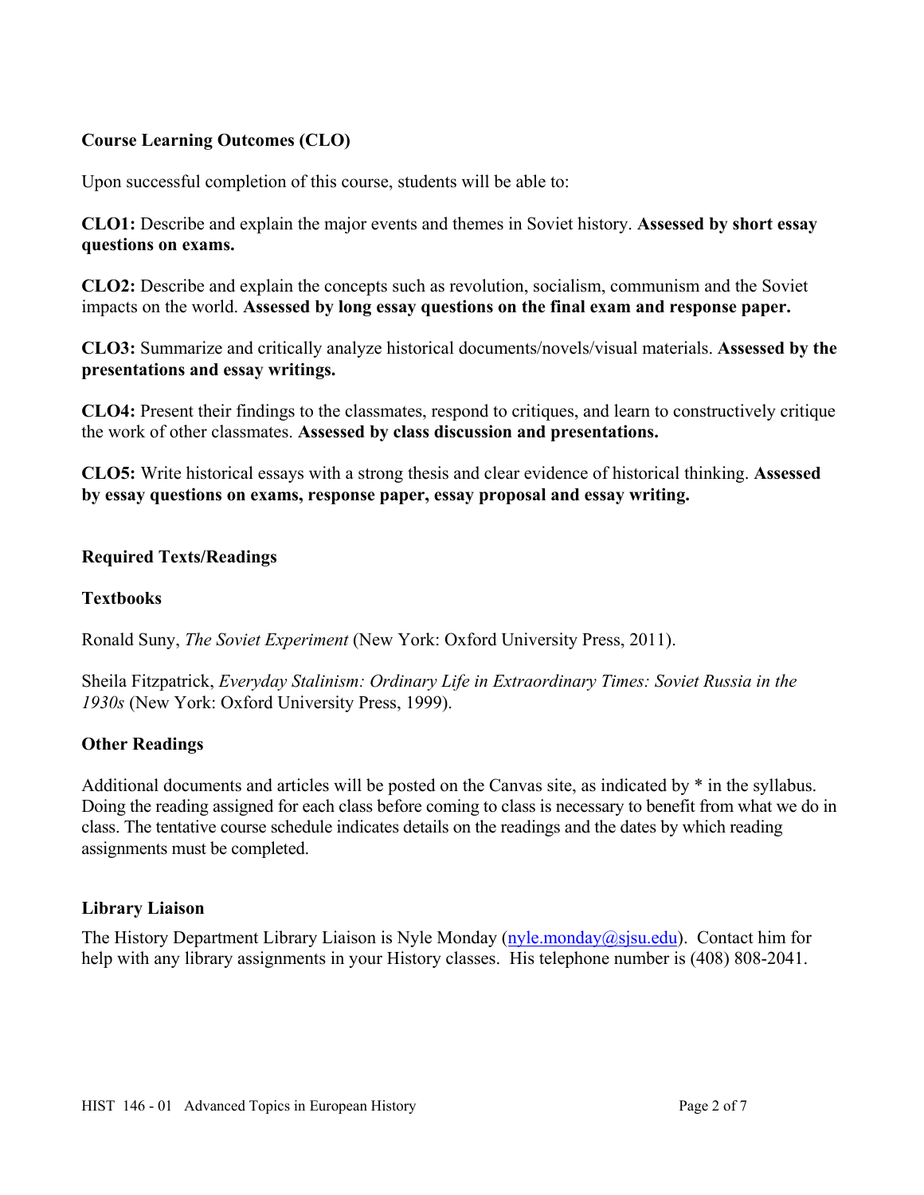### Course Learning Outcomes (CLO)

Upon successful completion of this course, students will be able to:

**CLO1:** Describe and explain the major events and themes in Soviet history. **Assessed by short essay questions on exams.**

**CLO2:** Describe and explain the concepts such as revolution, socialism, communism and the Soviet impacts on the world. **Assessed by long essay questions on the final exam and response paper.**

**CLO3:** Summarize and critically analyze historical documents/novels/visual materials. **Assessed by the presentations and essay writings.**

**CLO4:** Present their findings to the classmates, respond to critiques, and learn to constructively critique the work of other classmates. **Assessed by class discussion and presentations.**

**CLO5:** Write historical essays with a strong thesis and clear evidence of historical thinking. **Assessed by essay questions on exams, response paper, essay proposal and essay writing.**

### Required Texts/Readings

#### Textbooks

Ronald Suny, *The Soviet Experiment* (New York: Oxford University Press, 2011).

Sheila Fitzpatrick, *Everyday Stalinism: Ordinary Life in Extraordinary Times: Soviet Russia in the 1930s* (New York: Oxford University Press, 1999).

#### Other Readings

Additional documents and articles will be posted on the Canvas site, as indicated by * in the syllabus. Doing the reading assigned for each class before coming to class is necessary to benefit from what we do in class. The tentative course schedule indicates details on the readings and the dates by which reading assignments must be completed.

### Library Liaison

The History Department Library Liaison is Nyle Monday (nyle.monday@sjsu.edu). Contact him for help with any library assignments in your History classes. His telephone number is (408) 808-2041.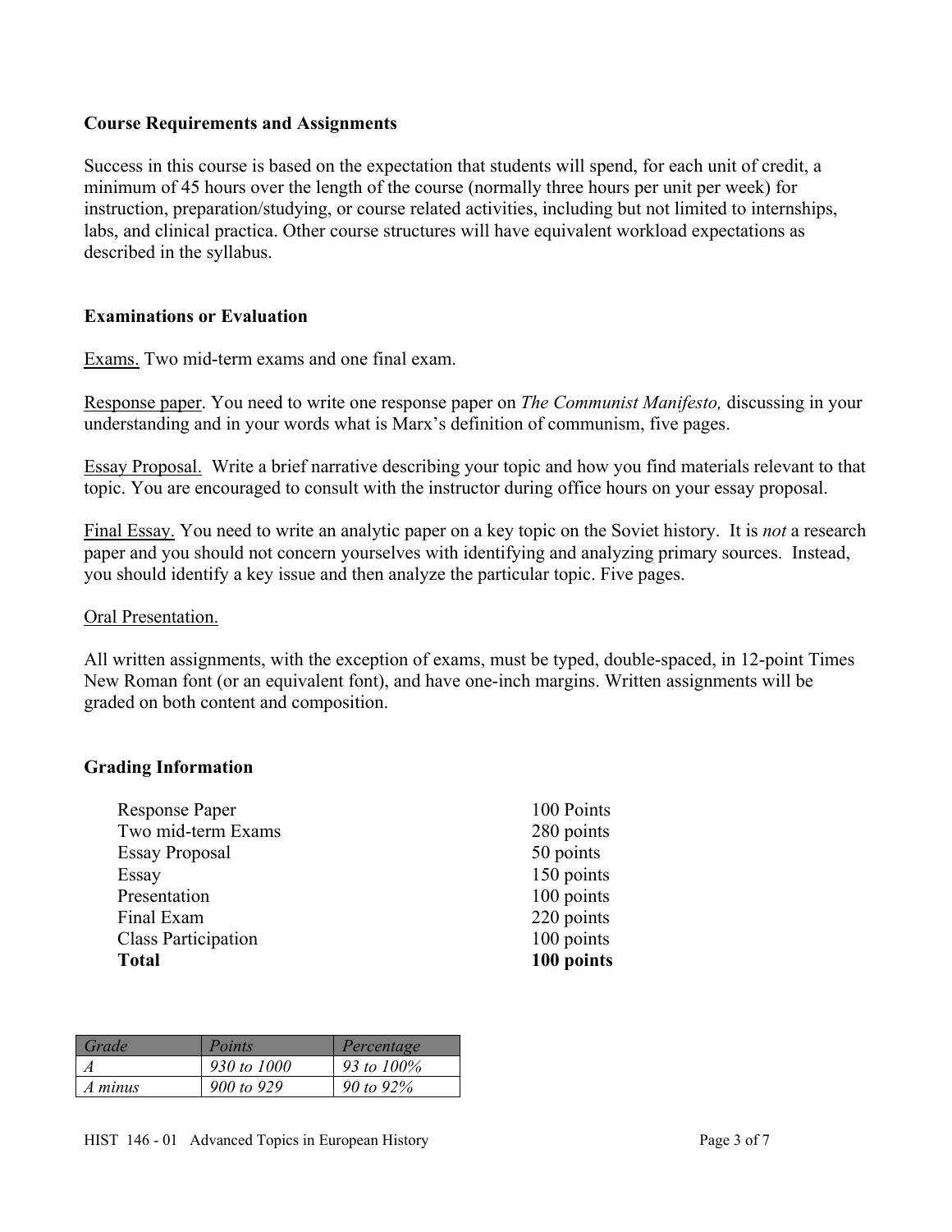**Course Requirements and Assignments**

Success in this course is based on the expectation that students will spend, for each unit of credit, a minimum of 45 hours over the length of the course (normally three hours per unit per week) for instruction, preparation/studying, or course related activities, including but not limited to internships, labs, and clinical practica. Other course structures will have equivalent workload expectations as described in the syllabus.

**Examinations or Evaluation**

Exams. Two mid-term exams and one final exam.

Response paper. You need to write one response paper on *The Communist Manifesto,* discussing in your understanding and in your words what is Marx's definition of communism, five pages.

Essay Proposal. Write a brief narrative describing your topic and how you find materials relevant to that topic. You are encouraged to consult with the instructor during office hours on your essay proposal.

Final Essay. You need to write an analytic paper on a key topic on the Soviet history. It is *not* a research paper and you should not concern yourselves with identifying and analyzing primary sources. Instead, you should identify a key issue and then analyze the particular topic. Five pages.

Oral Presentation.

All written assignments, with the exception of exams, must be typed, double-spaced, in 12-point Times New Roman font (or an equivalent font), and have one-inch margins. Written assignments will be graded on both content and composition.

**Grading Information**

| | |
|---|---|
| Response Paper | 100 Points |
| Two mid-term Exams | 280 points |
| Essay Proposal | 50 points |
| Essay | 150 points |
| Presentation | 100 points |
| Final Exam | 220 points |
| Class Participation | 100 points |
| **Total** | **100 points** |

| *Grade* | *Points* | *Percentage* |
|---|---|---|
| *A* | *930 to 1000* | *93 to 100%* |
| *A minus* | *900 to 929* | *90 to 92%* |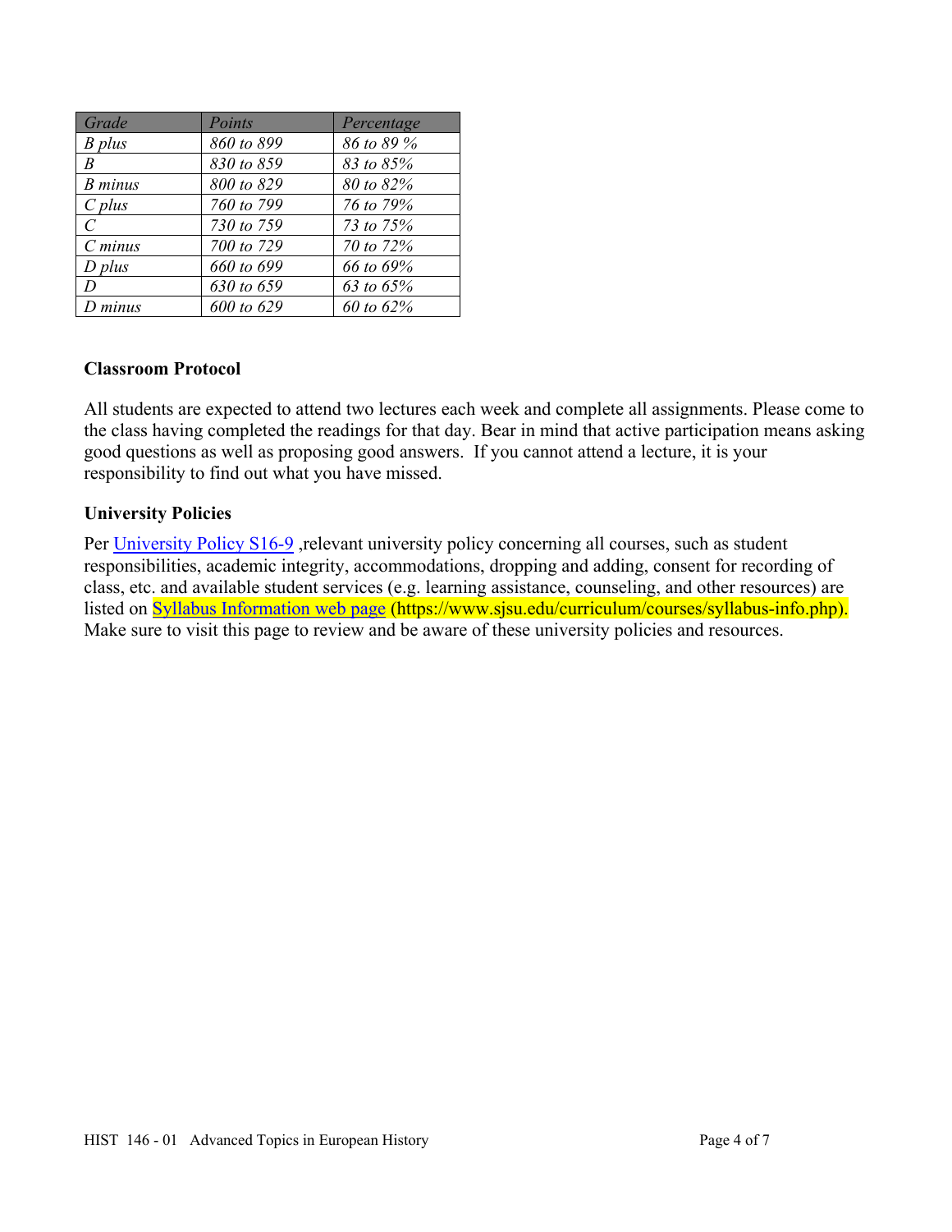| *Grade* | *Points* | *Percentage* |
|---|---|---|
| *B plus* | *860 to 899* | *86 to 89 %* |
| *B* | *830 to 859* | *83 to 85%* |
| *B minus* | *800 to 829* | *80 to 82%* |
| *C plus* | *760 to 799* | *76 to 79%* |
| *C* | *730 to 759* | *73 to 75%* |
| *C minus* | *700 to 729* | *70 to 72%* |
| *D plus* | *660 to 699* | *66 to 69%* |
| *D* | *630 to 659* | *63 to 65%* |
| *D minus* | *600 to 629* | *60 to 62%* |

### Classroom Protocol

All students are expected to attend two lectures each week and complete all assignments. Please come to the class having completed the readings for that day. Bear in mind that active participation means asking good questions as well as proposing good answers. If you cannot attend a lecture, it is your responsibility to find out what you have missed.

### University Policies

Per University Policy S16-9 ,relevant university policy concerning all courses, such as student responsibilities, academic integrity, accommodations, dropping and adding, consent for recording of class, etc. and available student services (e.g. learning assistance, counseling, and other resources) are listed on Syllabus Information web page (https://www.sjsu.edu/curriculum/courses/syllabus-info.php). Make sure to visit this page to review and be aware of these university policies and resources.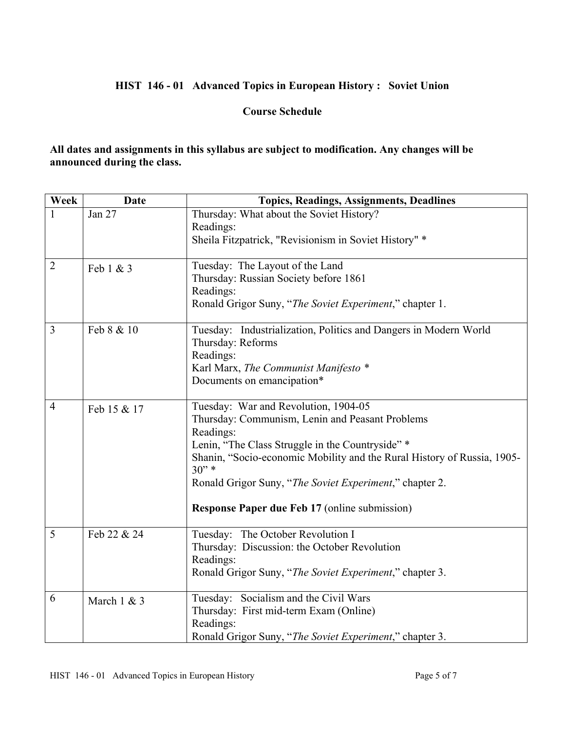## HIST 146 - 01 Advanced Topics in European History : Soviet Union

### Course Schedule

**All dates and assignments in this syllabus are subject to modification. Any changes will be announced during the class.**

| Week | Date | Topics, Readings, Assignments, Deadlines |
|---|---|---|
| 1 | Jan 27 | Thursday: What about the Soviet History?<br>Readings:<br>Sheila Fitzpatrick, "Revisionism in Soviet History" * |
| 2 | Feb 1 & 3 | Tuesday: The Layout of the Land<br>Thursday: Russian Society before 1861<br>Readings:<br>Ronald Grigor Suny, "*The Soviet Experiment*," chapter 1. |
| 3 | Feb 8 & 10 | Tuesday: Industrialization, Politics and Dangers in Modern World<br>Thursday: Reforms<br>Readings:<br>Karl Marx, *The Communist Manifesto* *<br>Documents on emancipation* |
| 4 | Feb 15 & 17 | Tuesday: War and Revolution, 1904-05<br>Thursday: Communism, Lenin and Peasant Problems<br>Readings:<br>Lenin, "The Class Struggle in the Countryside" *<br>Shanin, "Socio-economic Mobility and the Rural History of Russia, 1905-30" *<br>Ronald Grigor Suny, "*The Soviet Experiment*," chapter 2.<br><br>**Response Paper due Feb 17** (online submission) |
| 5 | Feb 22 & 24 | Tuesday: The October Revolution I<br>Thursday: Discussion: the October Revolution<br>Readings:<br>Ronald Grigor Suny, "*The Soviet Experiment*," chapter 3. |
| 6 | March 1 & 3 | Tuesday: Socialism and the Civil Wars<br>Thursday: First mid-term Exam (Online)<br>Readings:<br>Ronald Grigor Suny, "*The Soviet Experiment*," chapter 3. |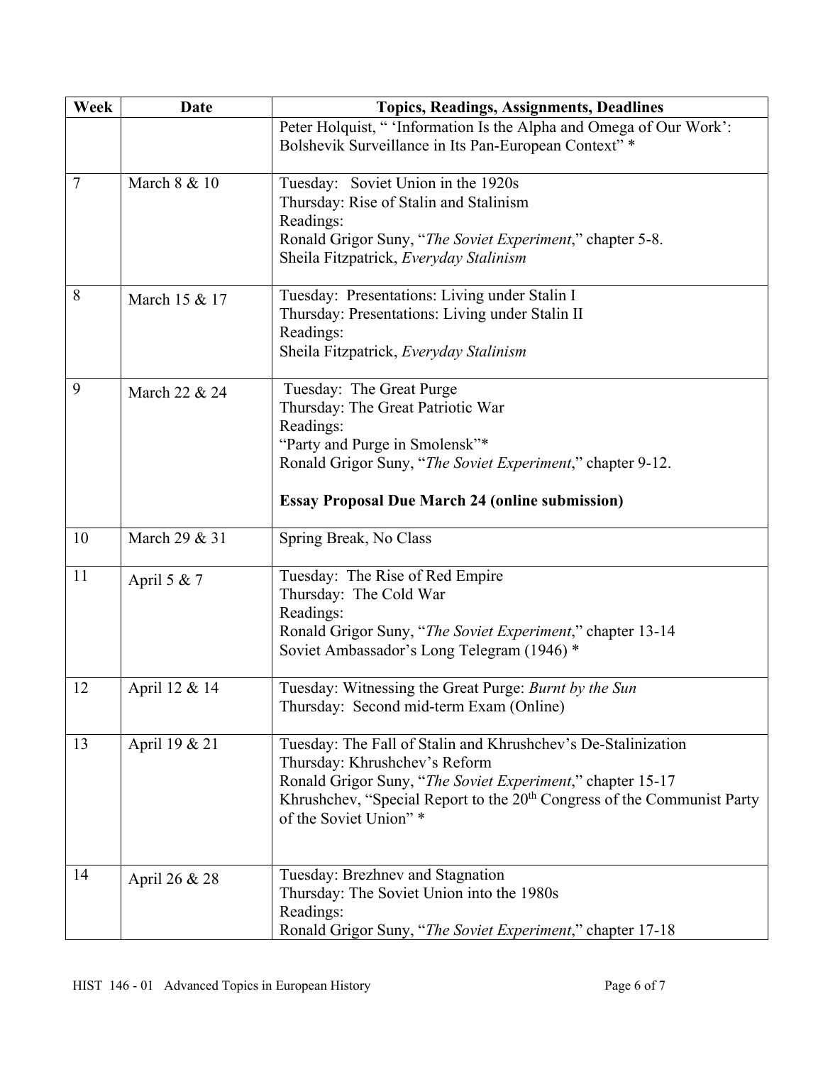| Week | Date | Topics, Readings, Assignments, Deadlines |
|---|---|---|
| | | Peter Holquist, " 'Information Is the Alpha and Omega of Our Work': Bolshevik Surveillance in Its Pan-European Context" * |
| 7 | March 8 & 10 | Tuesday: Soviet Union in the 1920s<br>Thursday: Rise of Stalin and Stalinism<br>Readings:<br>Ronald Grigor Suny, "*The Soviet Experiment*," chapter 5-8.<br>Sheila Fitzpatrick, *Everyday Stalinism* |
| 8 | March 15 & 17 | Tuesday: Presentations: Living under Stalin I<br>Thursday: Presentations: Living under Stalin II<br>Readings:<br>Sheila Fitzpatrick, *Everyday Stalinism* |
| 9 | March 22 & 24 | Tuesday: The Great Purge<br>Thursday: The Great Patriotic War<br>Readings:<br>"Party and Purge in Smolensk"*<br>Ronald Grigor Suny, "*The Soviet Experiment*," chapter 9-12.<br><br>**Essay Proposal Due March 24 (online submission)** |
| 10 | March 29 & 31 | Spring Break, No Class |
| 11 | April 5 & 7 | Tuesday: The Rise of Red Empire<br>Thursday: The Cold War<br>Readings:<br>Ronald Grigor Suny, "*The Soviet Experiment*," chapter 13-14<br>Soviet Ambassador's Long Telegram (1946) * |
| 12 | April 12 & 14 | Tuesday: Witnessing the Great Purge: *Burnt by the Sun*<br>Thursday: Second mid-term Exam (Online) |
| 13 | April 19 & 21 | Tuesday: The Fall of Stalin and Khrushchev's De-Stalinization<br>Thursday: Khrushchev's Reform<br>Ronald Grigor Suny, "*The Soviet Experiment*," chapter 15-17<br>Khrushchev, "Special Report to the 20th Congress of the Communist Party of the Soviet Union" * |
| 14 | April 26 & 28 | Tuesday: Brezhnev and Stagnation<br>Thursday: The Soviet Union into the 1980s<br>Readings:<br>Ronald Grigor Suny, "*The Soviet Experiment*," chapter 17-18 |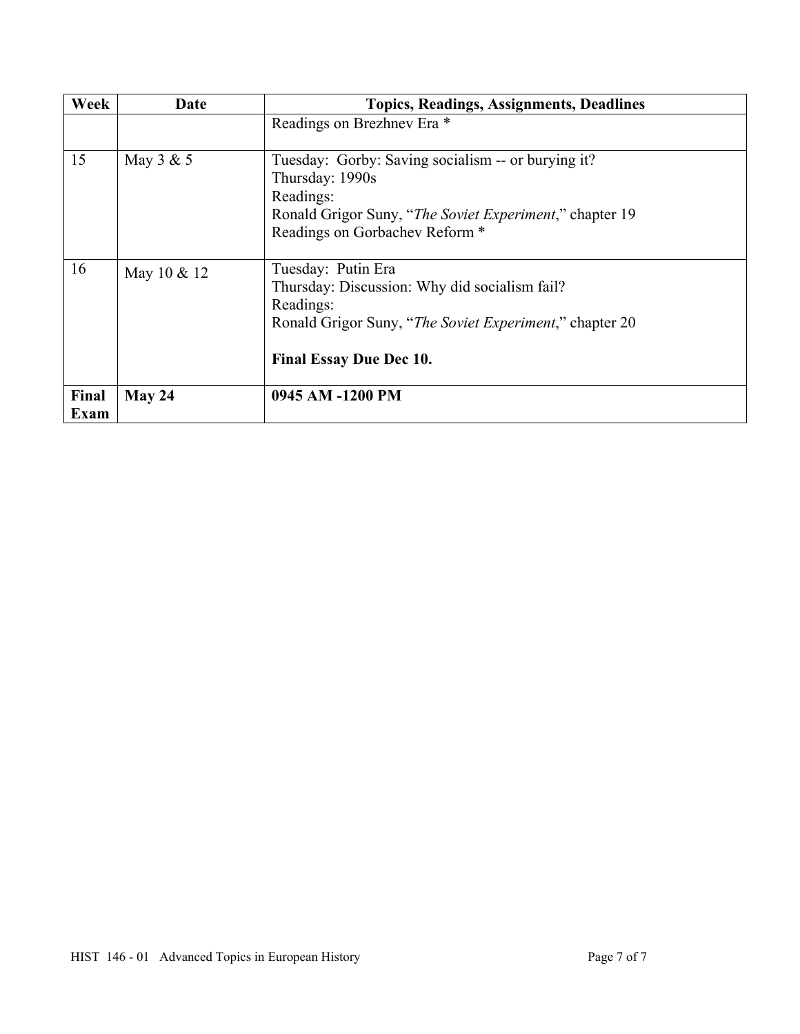| Week | Date | Topics, Readings, Assignments, Deadlines |
| --- | --- | --- |
| | | Readings on Brezhnev Era * |
| 15 | May 3 & 5 | Tuesday: Gorby: Saving socialism -- or burying it?<br>Thursday: 1990s<br>Readings:<br>Ronald Grigor Suny, "*The Soviet Experiment*," chapter 19<br>Readings on Gorbachev Reform * |
| 16 | May 10 & 12 | Tuesday: Putin Era<br>Thursday: Discussion: Why did socialism fail?<br>Readings:<br>Ronald Grigor Suny, "*The Soviet Experiment*," chapter 20<br><br>**Final Essay Due Dec 10.** |
| **Final Exam** | **May 24** | **0945 AM -1200 PM** |